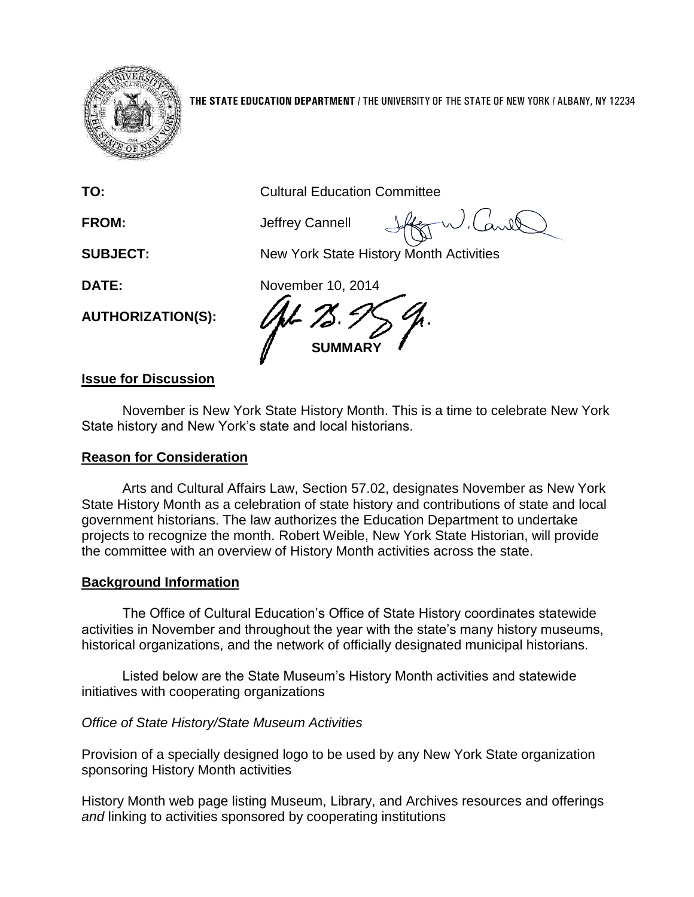**THE STATE EDUCATION DEPARTMENT** / THE UNIVERSITY OF THE STATE OF NEW YORK / ALBANY, NY 12234

**TO:** Cultural Education Committee

**FROM:** Jeffrey Cannell

**SUBJECT:** New York State History Month Activities

**DATE:** November 10, 2014

**AUTHORIZATION(S):**

## SUMMARY

### Issue for Discussion

November is New York State History Month. This is a time to celebrate New York State history and New York's state and local historians.

### Reason for Consideration

Arts and Cultural Affairs Law, Section 57.02, designates November as New York State History Month as a celebration of state history and contributions of state and local government historians. The law authorizes the Education Department to undertake projects to recognize the month. Robert Weible, New York State Historian, will provide the committee with an overview of History Month activities across the state.

### Background Information

The Office of Cultural Education's Office of State History coordinates statewide activities in November and throughout the year with the state's many history museums, historical organizations, and the network of officially designated municipal historians.

Listed below are the State Museum's History Month activities and statewide initiatives with cooperating organizations

*Office of State History/State Museum Activities*

Provision of a specially designed logo to be used by any New York State organization sponsoring History Month activities

History Month web page listing Museum, Library, and Archives resources and offerings *and* linking to activities sponsored by cooperating institutions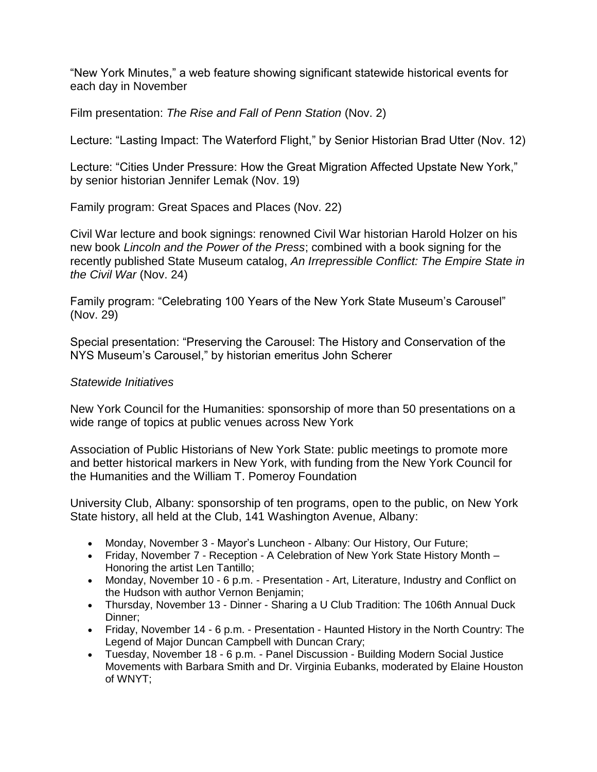"New York Minutes," a web feature showing significant statewide historical events for each day in November

Film presentation: *The Rise and Fall of Penn Station* (Nov. 2)

Lecture: "Lasting Impact: The Waterford Flight," by Senior Historian Brad Utter (Nov. 12)

Lecture: "Cities Under Pressure: How the Great Migration Affected Upstate New York," by senior historian Jennifer Lemak (Nov. 19)

Family program: Great Spaces and Places (Nov. 22)

Civil War lecture and book signings: renowned Civil War historian Harold Holzer on his new book *Lincoln and the Power of the Press*; combined with a book signing for the recently published State Museum catalog, *An Irrepressible Conflict: The Empire State in the Civil War* (Nov. 24)

Family program: "Celebrating 100 Years of the New York State Museum's Carousel" (Nov. 29)

Special presentation: "Preserving the Carousel: The History and Conservation of the NYS Museum's Carousel," by historian emeritus John Scherer

*Statewide Initiatives*

New York Council for the Humanities: sponsorship of more than 50 presentations on a wide range of topics at public venues across New York

Association of Public Historians of New York State: public meetings to promote more and better historical markers in New York, with funding from the New York Council for the Humanities and the William T. Pomeroy Foundation

University Club, Albany: sponsorship of ten programs, open to the public, on New York State history, all held at the Club, 141 Washington Avenue, Albany:

- Monday, November 3 - Mayor's Luncheon - Albany: Our History, Our Future;
- Friday, November 7 - Reception - A Celebration of New York State History Month – Honoring the artist Len Tantillo;
- Monday, November 10 - 6 p.m. - Presentation - Art, Literature, Industry and Conflict on the Hudson with author Vernon Benjamin;
- Thursday, November 13 - Dinner - Sharing a U Club Tradition: The 106th Annual Duck Dinner;
- Friday, November 14 - 6 p.m. - Presentation - Haunted History in the North Country: The Legend of Major Duncan Campbell with Duncan Crary;
- Tuesday, November 18 - 6 p.m. - Panel Discussion - Building Modern Social Justice Movements with Barbara Smith and Dr. Virginia Eubanks, moderated by Elaine Houston of WNYT;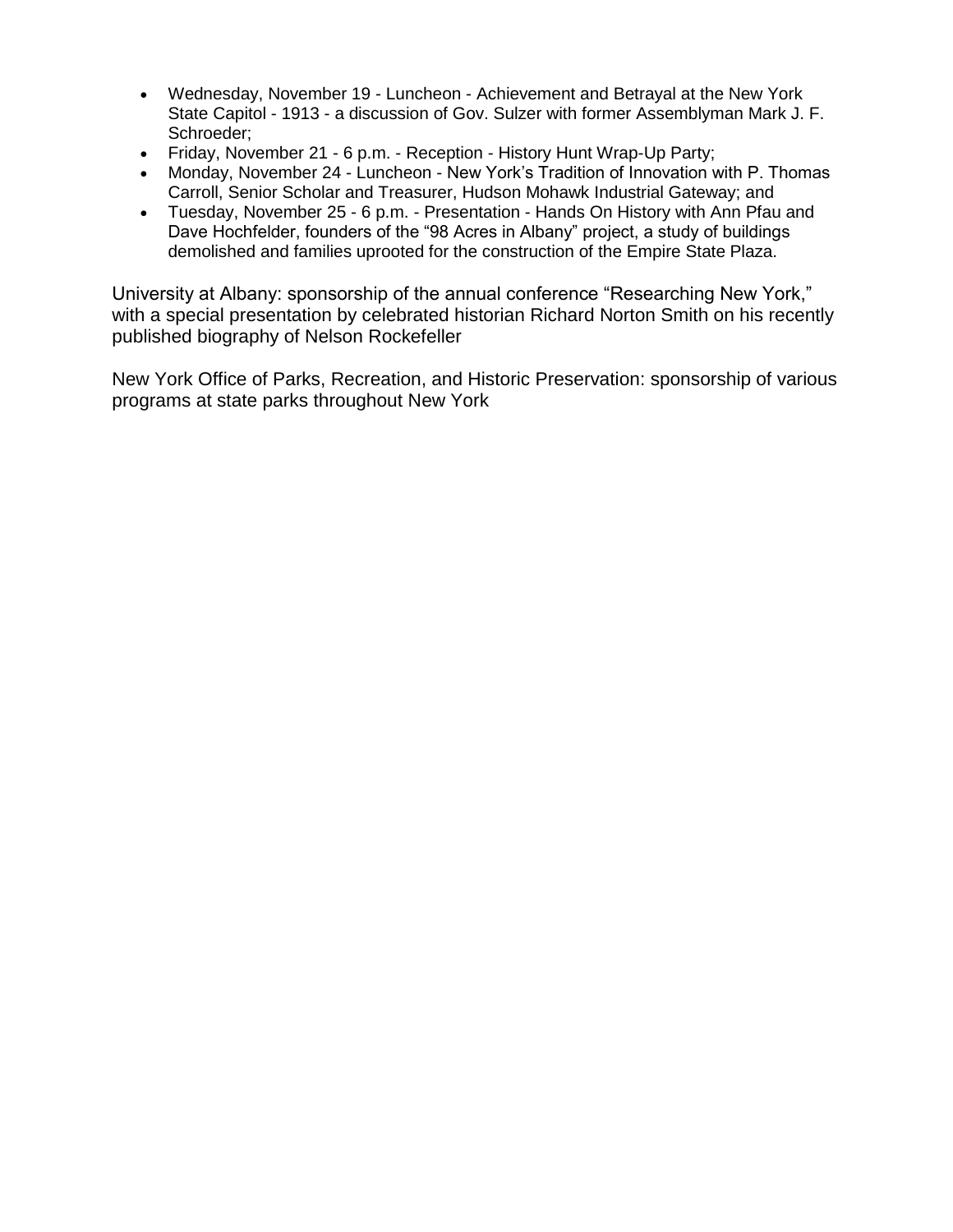- Wednesday, November 19 - Luncheon - Achievement and Betrayal at the New York State Capitol - 1913 - a discussion of Gov. Sulzer with former Assemblyman Mark J. F. Schroeder;
- Friday, November 21 - 6 p.m. - Reception - History Hunt Wrap-Up Party;
- Monday, November 24 - Luncheon - New York's Tradition of Innovation with P. Thomas Carroll, Senior Scholar and Treasurer, Hudson Mohawk Industrial Gateway; and
- Tuesday, November 25 - 6 p.m. - Presentation - Hands On History with Ann Pfau and Dave Hochfelder, founders of the "98 Acres in Albany" project, a study of buildings demolished and families uprooted for the construction of the Empire State Plaza.

University at Albany: sponsorship of the annual conference "Researching New York," with a special presentation by celebrated historian Richard Norton Smith on his recently published biography of Nelson Rockefeller

New York Office of Parks, Recreation, and Historic Preservation: sponsorship of various programs at state parks throughout New York